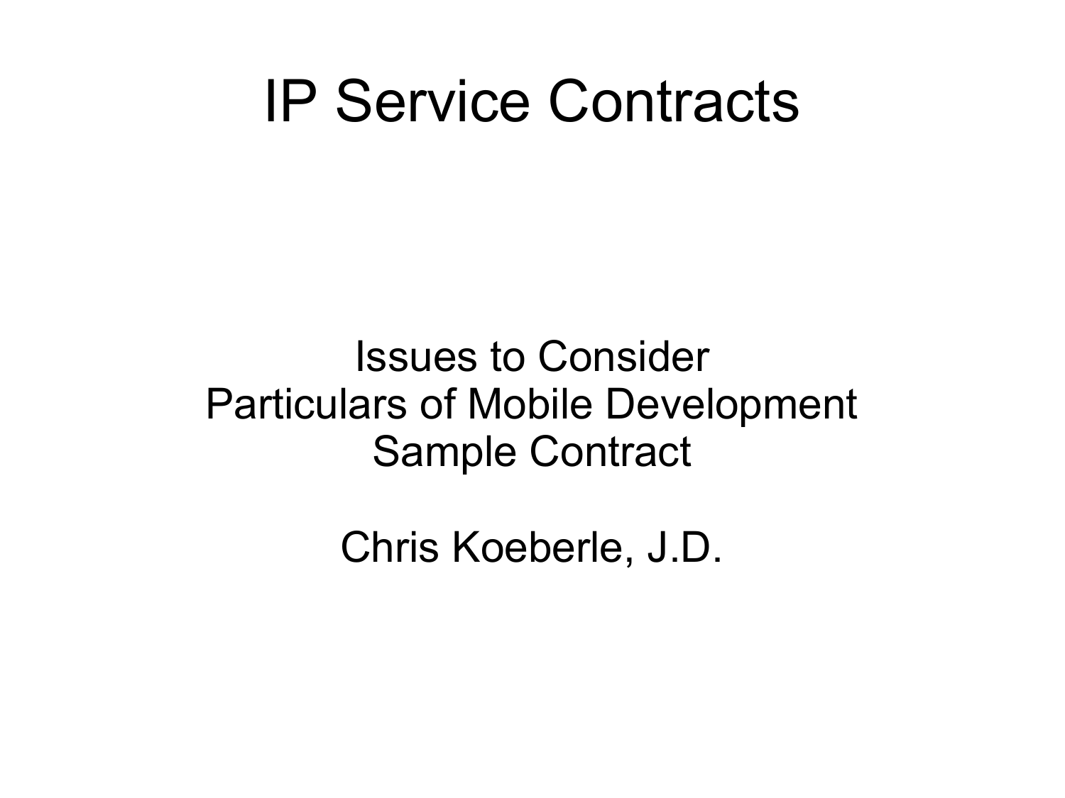# IP Service Contracts

Issues to Consider
Particulars of Mobile Development
Sample Contract

Chris Koeberle, J.D.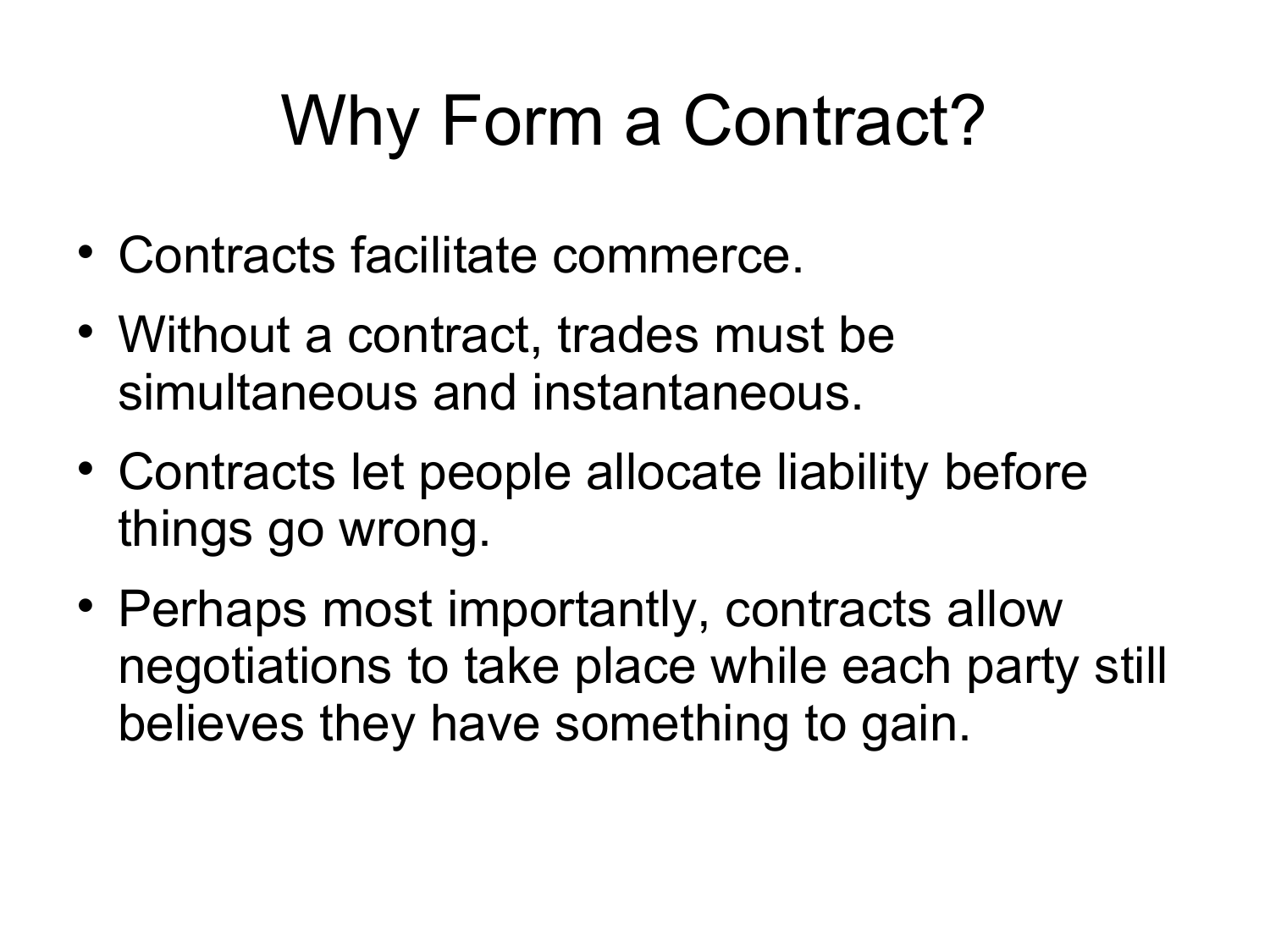# Why Form a Contract?

- Contracts facilitate commerce.
- Without a contract, trades must be simultaneous and instantaneous.
- Contracts let people allocate liability before things go wrong.
- Perhaps most importantly, contracts allow negotiations to take place while each party still believes they have something to gain.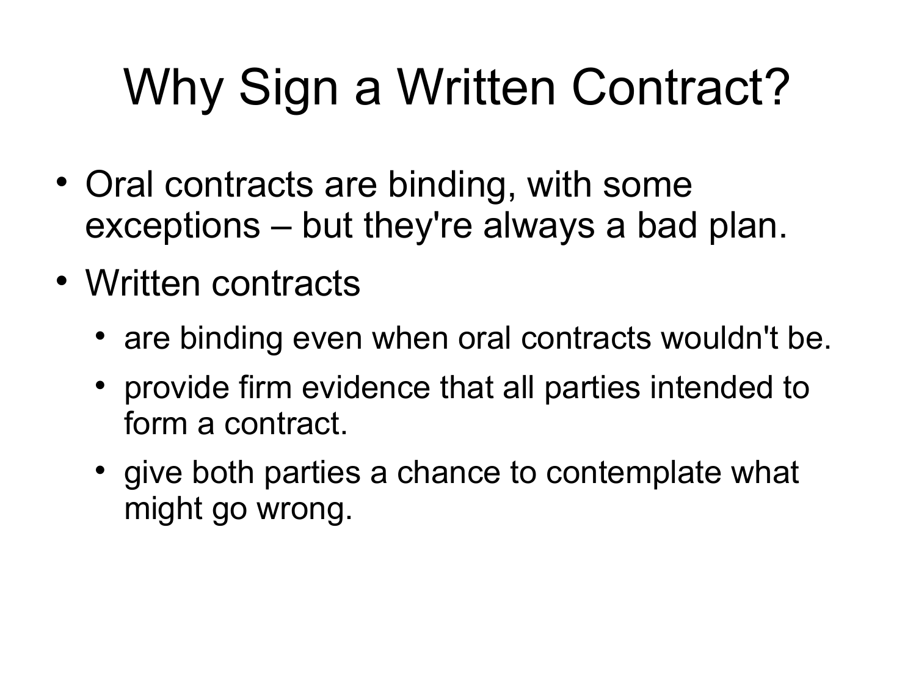# Why Sign a Written Contract?

- Oral contracts are binding, with some exceptions – but they're always a bad plan.
- Written contracts
  - are binding even when oral contracts wouldn't be.
  - provide firm evidence that all parties intended to form a contract.
  - give both parties a chance to contemplate what might go wrong.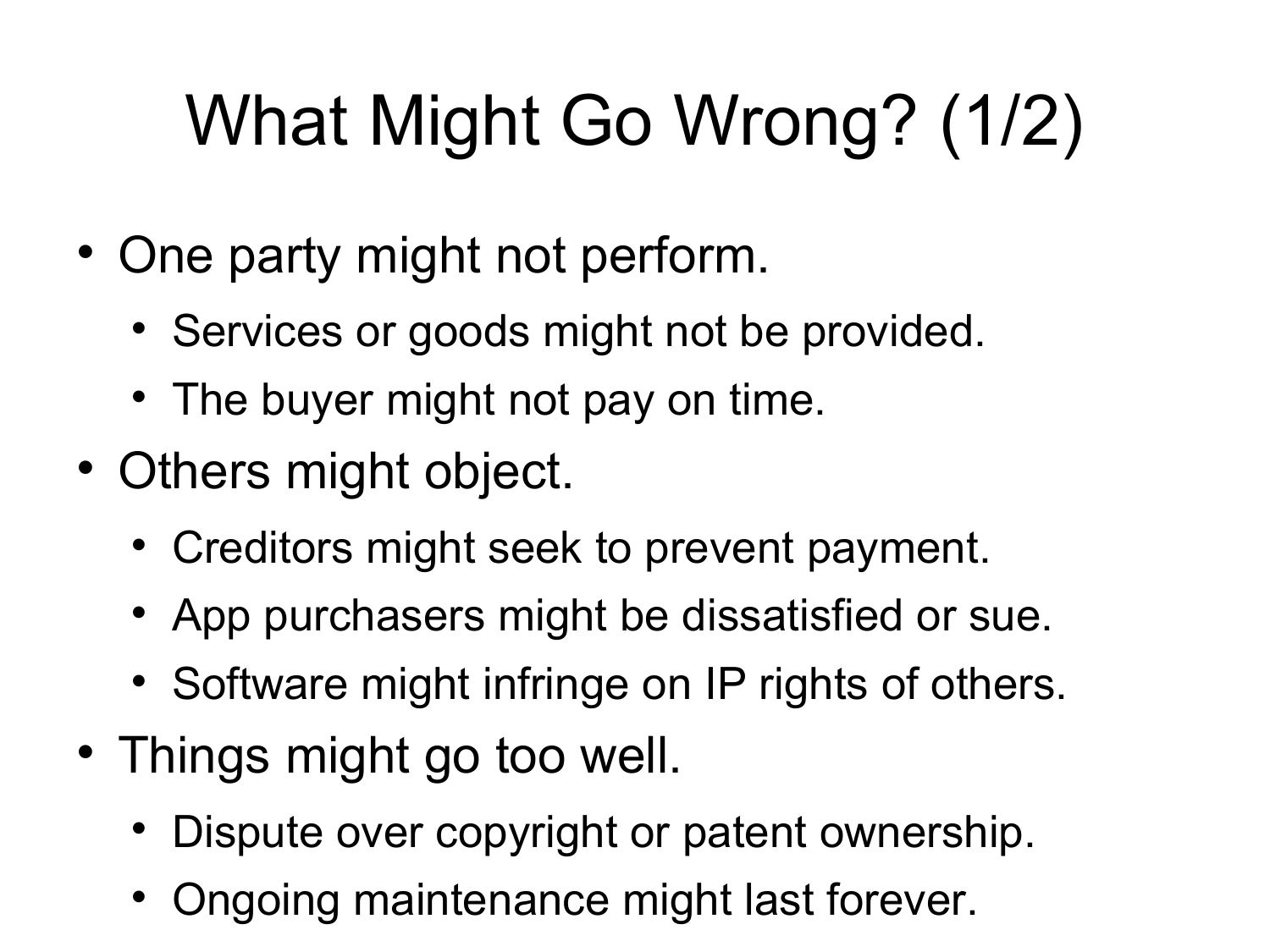# What Might Go Wrong? (1/2)

- One party might not perform.
  - Services or goods might not be provided.
  - The buyer might not pay on time.
- Others might object.
  - Creditors might seek to prevent payment.
  - App purchasers might be dissatisfied or sue.
  - Software might infringe on IP rights of others.
- Things might go too well.
  - Dispute over copyright or patent ownership.
  - Ongoing maintenance might last forever.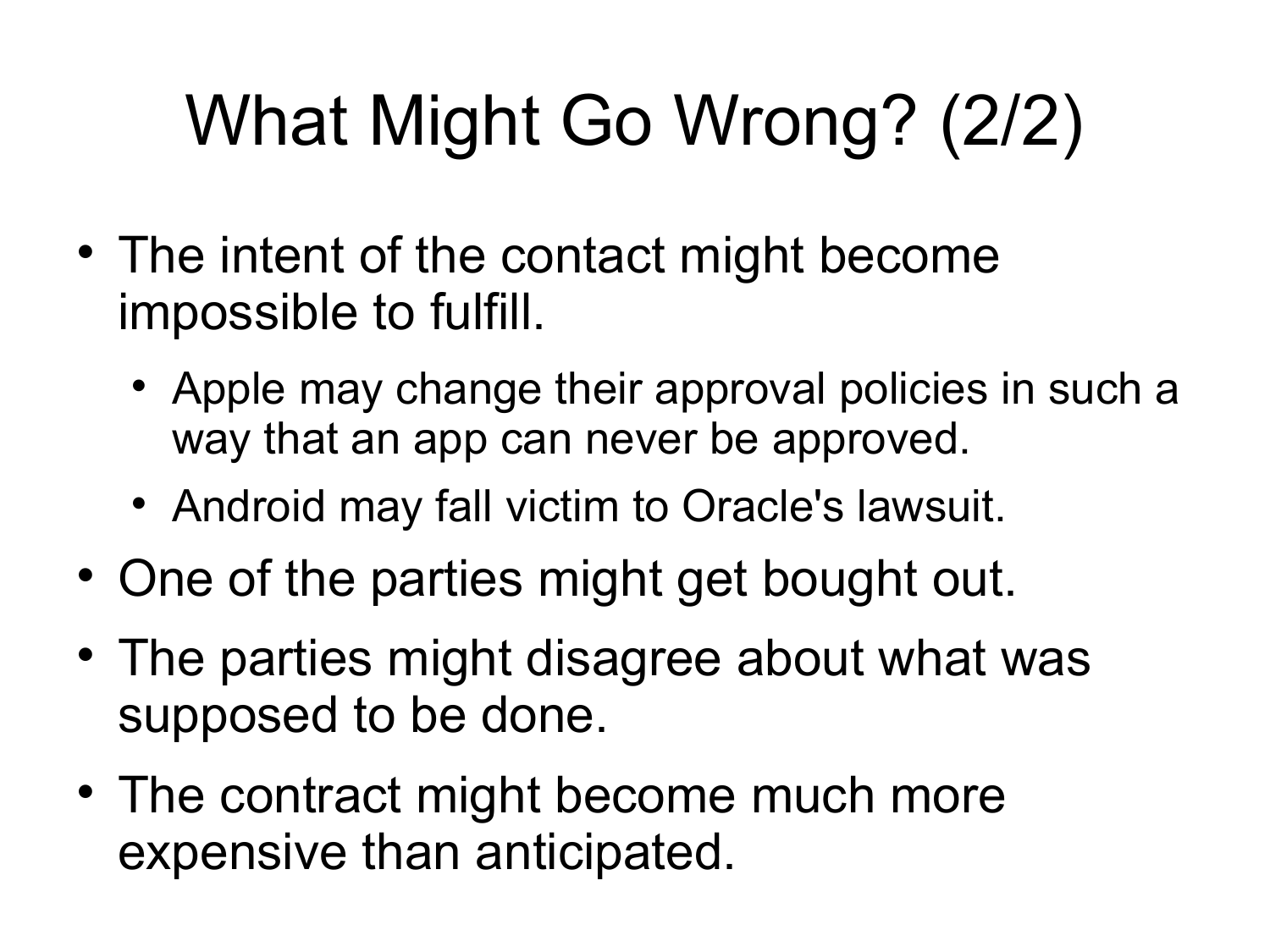# What Might Go Wrong? (2/2)

- The intent of the contact might become impossible to fulfill.
  - Apple may change their approval policies in such a way that an app can never be approved.
  - Android may fall victim to Oracle's lawsuit.
- One of the parties might get bought out.
- The parties might disagree about what was supposed to be done.
- The contract might become much more expensive than anticipated.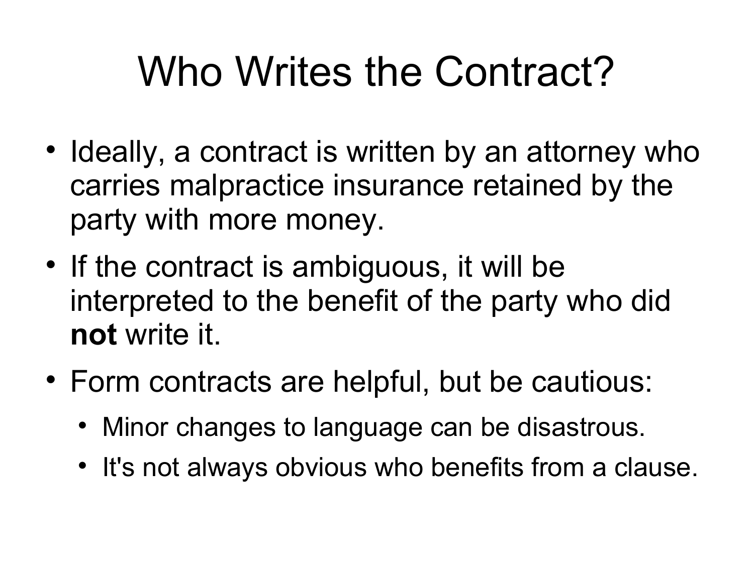# Who Writes the Contract?

- Ideally, a contract is written by an attorney who carries malpractice insurance retained by the party with more money.
- If the contract is ambiguous, it will be interpreted to the benefit of the party who did **not** write it.
- Form contracts are helpful, but be cautious:
  - Minor changes to language can be disastrous.
  - It's not always obvious who benefits from a clause.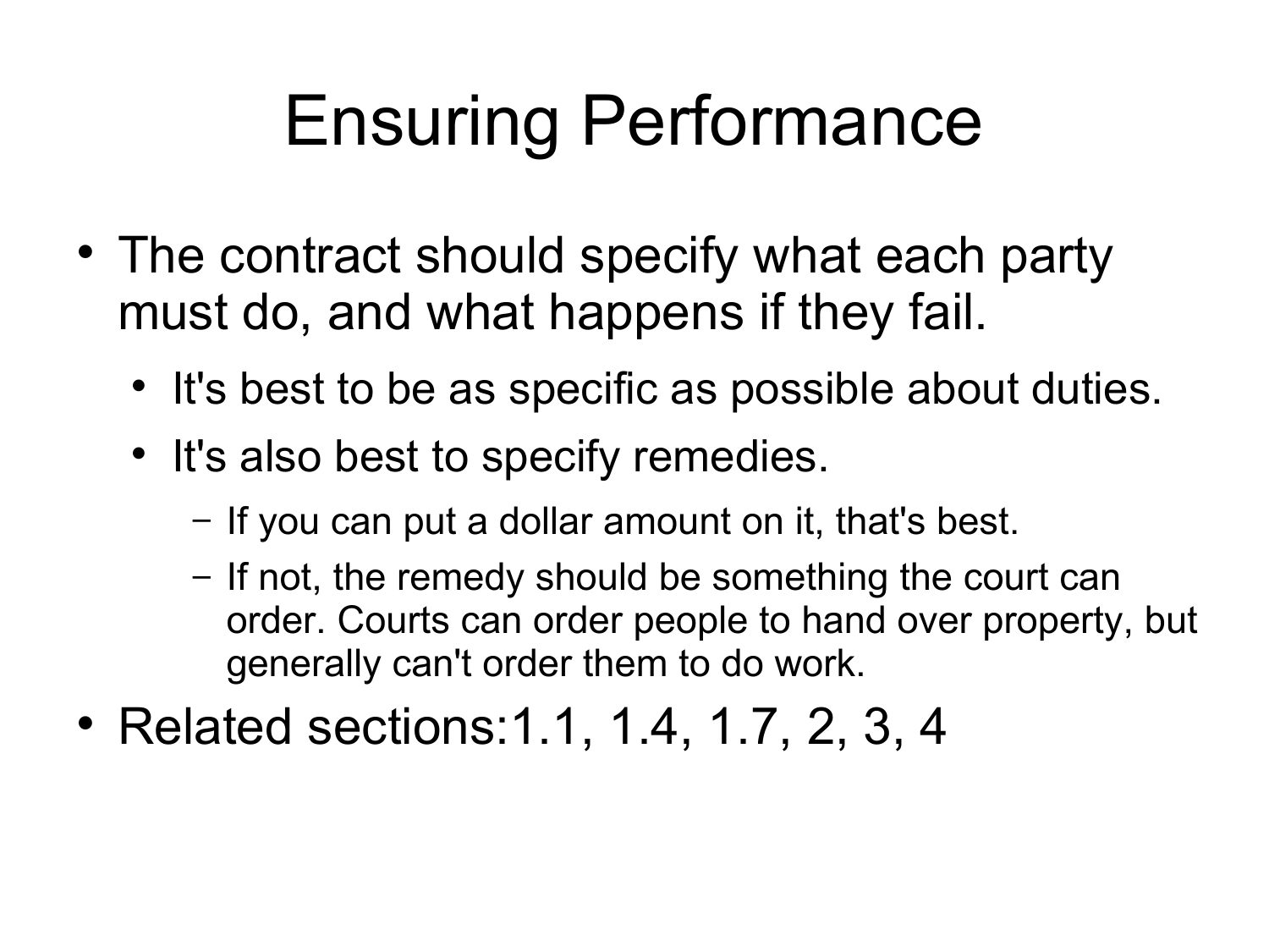# Ensuring Performance

- The contract should specify what each party must do, and what happens if they fail.
  - It's best to be as specific as possible about duties.
  - It's also best to specify remedies.
    - If you can put a dollar amount on it, that's best.
    - If not, the remedy should be something the court can order. Courts can order people to hand over property, but generally can't order them to do work.
- Related sections:1.1, 1.4, 1.7, 2, 3, 4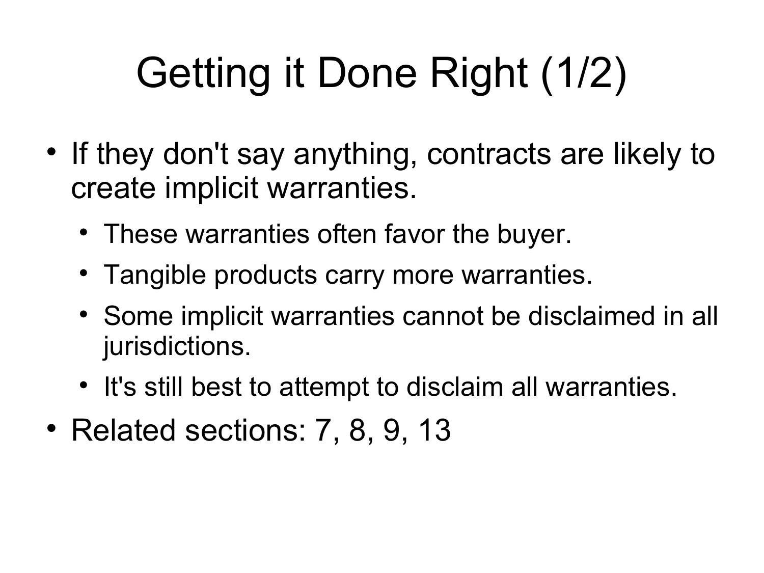# Getting it Done Right (1/2)

- If they don't say anything, contracts are likely to create implicit warranties.
  - These warranties often favor the buyer.
  - Tangible products carry more warranties.
  - Some implicit warranties cannot be disclaimed in all jurisdictions.
  - It's still best to attempt to disclaim all warranties.
- Related sections: 7, 8, 9, 13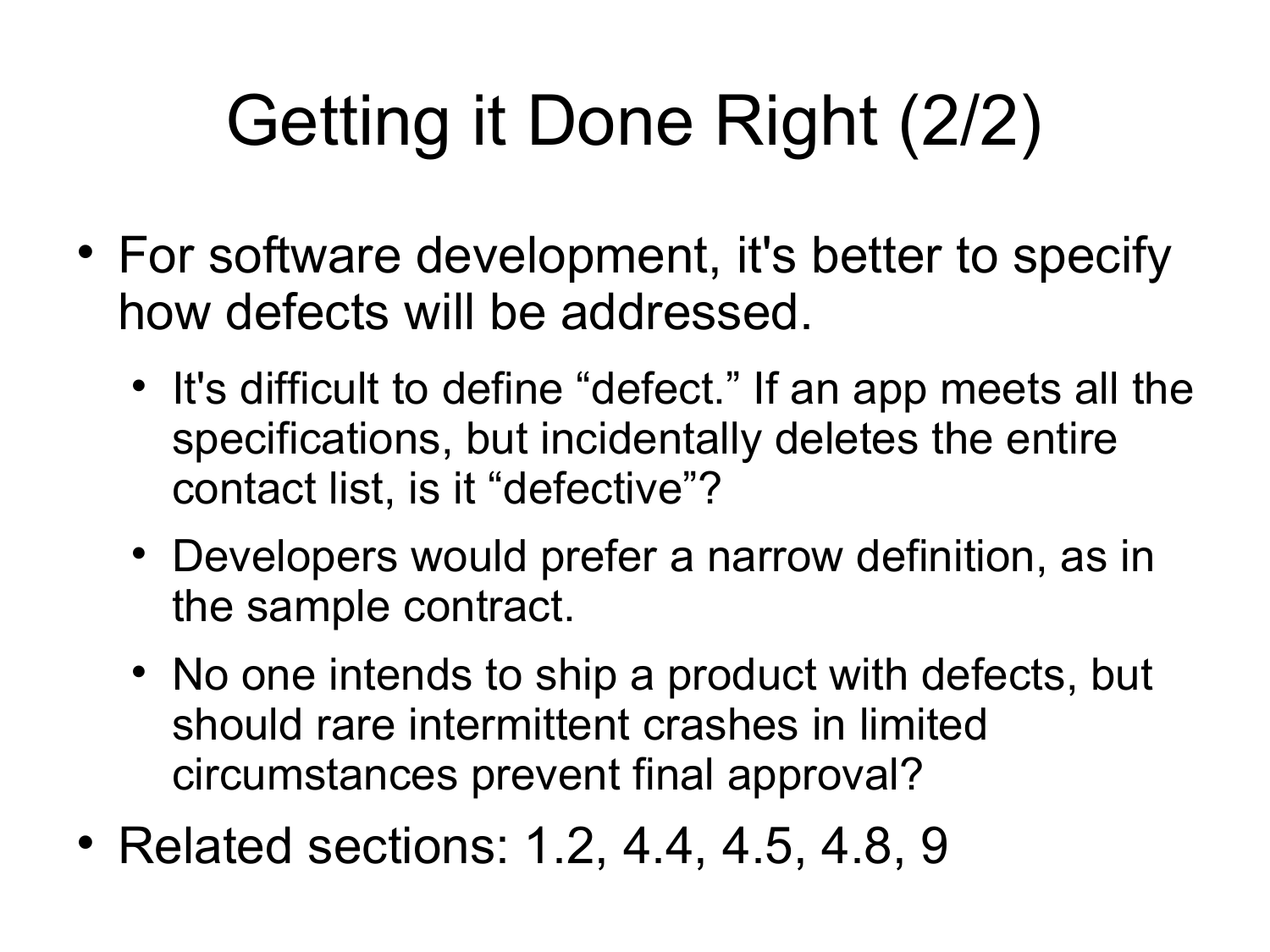# Getting it Done Right (2/2)

- For software development, it's better to specify how defects will be addressed.
  - It's difficult to define “defect.” If an app meets all the specifications, but incidentally deletes the entire contact list, is it “defective”?
  - Developers would prefer a narrow definition, as in the sample contract.
  - No one intends to ship a product with defects, but should rare intermittent crashes in limited circumstances prevent final approval?
- Related sections: 1.2, 4.4, 4.5, 4.8, 9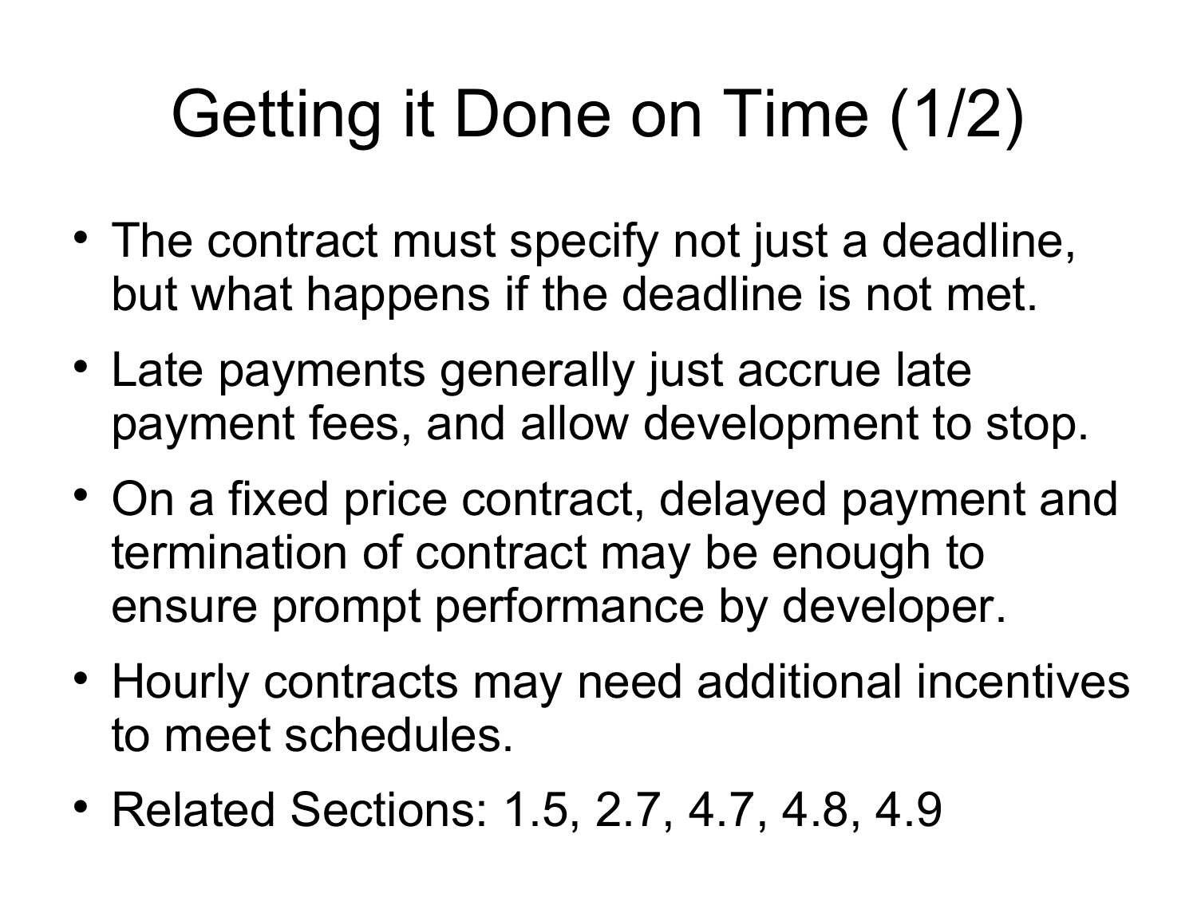# Getting it Done on Time (1/2)

- The contract must specify not just a deadline, but what happens if the deadline is not met.
- Late payments generally just accrue late payment fees, and allow development to stop.
- On a fixed price contract, delayed payment and termination of contract may be enough to ensure prompt performance by developer.
- Hourly contracts may need additional incentives to meet schedules.
- Related Sections: 1.5, 2.7, 4.7, 4.8, 4.9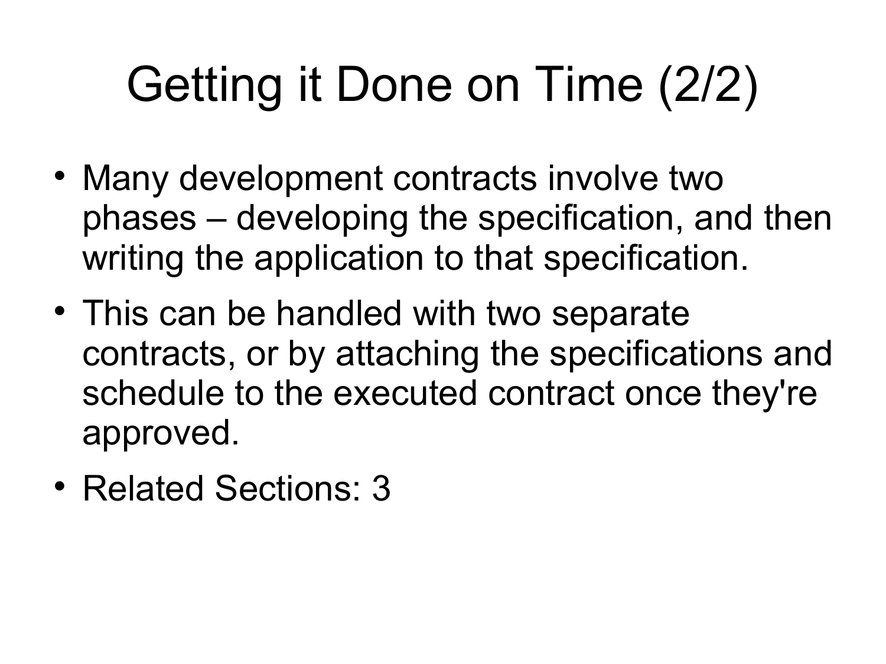# Getting it Done on Time (2/2)

- Many development contracts involve two phases – developing the specification, and then writing the application to that specification.
- This can be handled with two separate contracts, or by attaching the specifications and schedule to the executed contract once they're approved.
- Related Sections: 3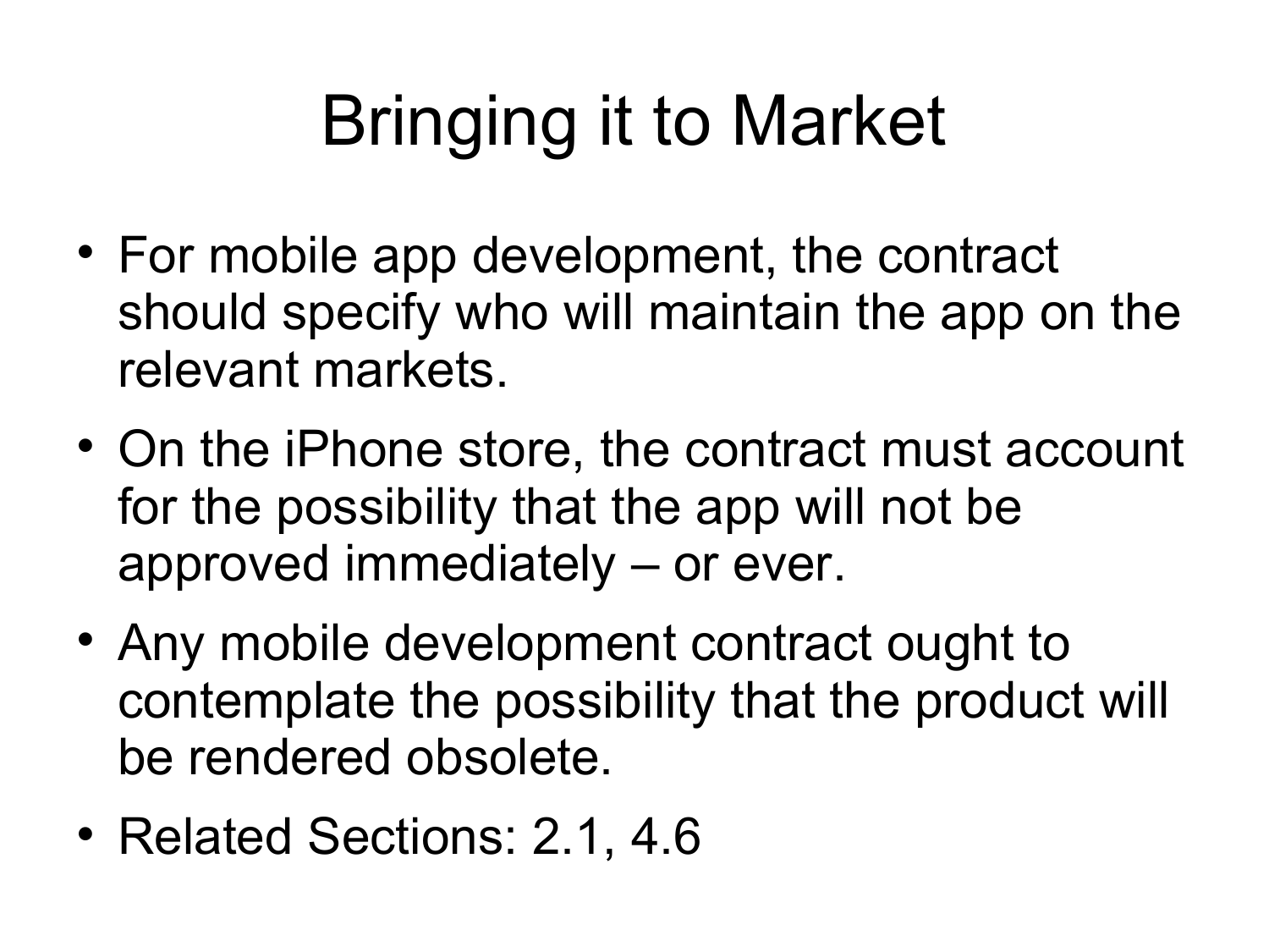# Bringing it to Market

- For mobile app development, the contract should specify who will maintain the app on the relevant markets.
- On the iPhone store, the contract must account for the possibility that the app will not be approved immediately – or ever.
- Any mobile development contract ought to contemplate the possibility that the product will be rendered obsolete.
- Related Sections: 2.1, 4.6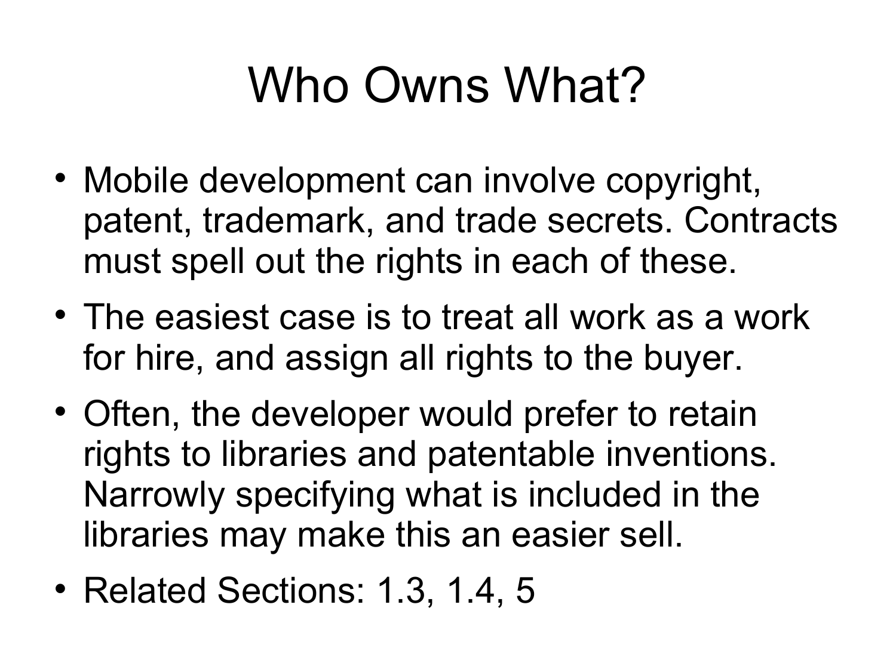# Who Owns What?

- Mobile development can involve copyright, patent, trademark, and trade secrets. Contracts must spell out the rights in each of these.
- The easiest case is to treat all work as a work for hire, and assign all rights to the buyer.
- Often, the developer would prefer to retain rights to libraries and patentable inventions. Narrowly specifying what is included in the libraries may make this an easier sell.
- Related Sections: 1.3, 1.4, 5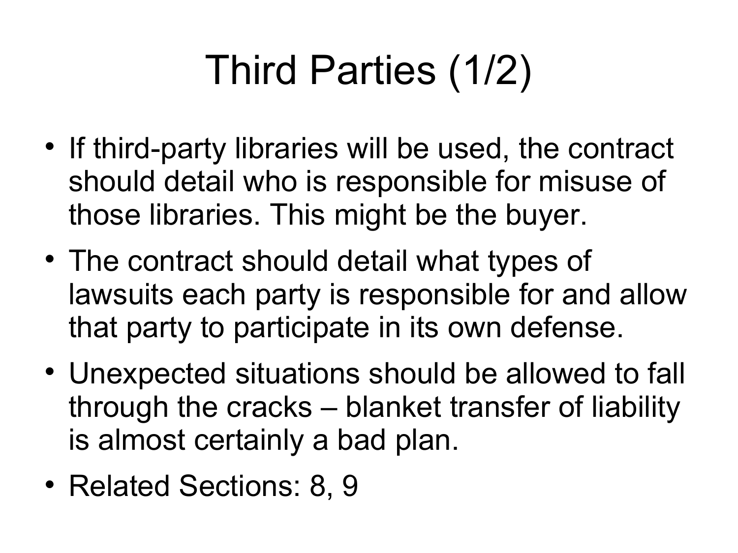# Third Parties (1/2)

- If third-party libraries will be used, the contract should detail who is responsible for misuse of those libraries. This might be the buyer.
- The contract should detail what types of lawsuits each party is responsible for and allow that party to participate in its own defense.
- Unexpected situations should be allowed to fall through the cracks – blanket transfer of liability is almost certainly a bad plan.
- Related Sections: 8, 9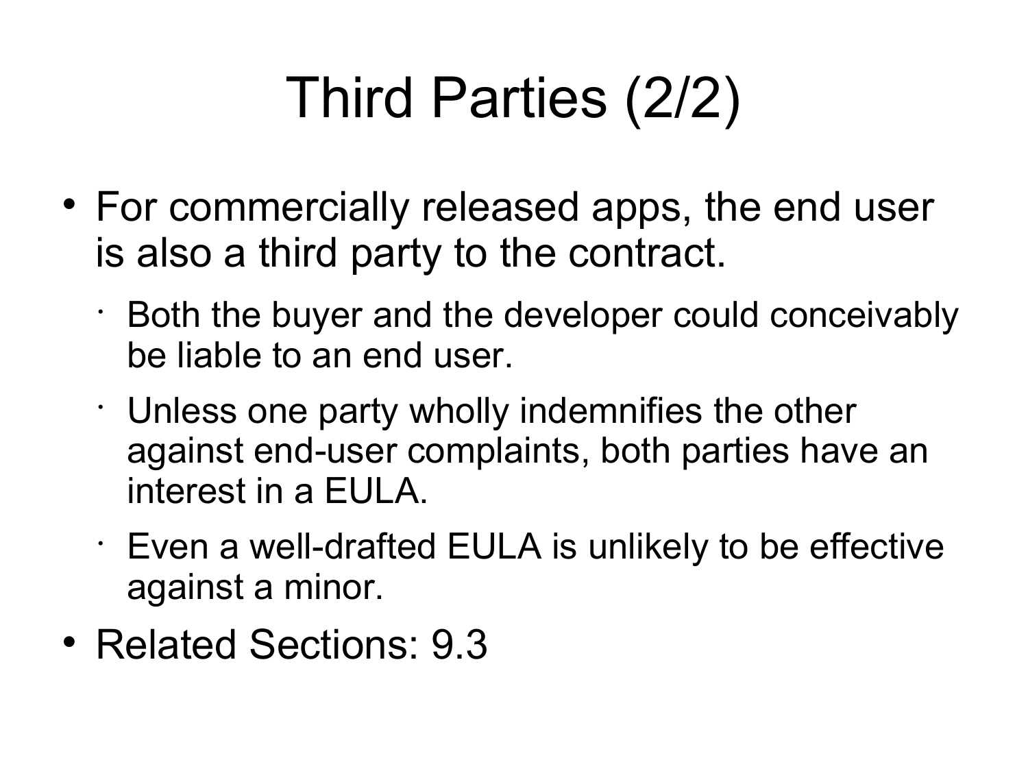# Third Parties (2/2)

- For commercially released apps, the end user is also a third party to the contract.
  - Both the buyer and the developer could conceivably be liable to an end user.
  - Unless one party wholly indemnifies the other against end-user complaints, both parties have an interest in a EULA.
  - Even a well-drafted EULA is unlikely to be effective against a minor.
- Related Sections: 9.3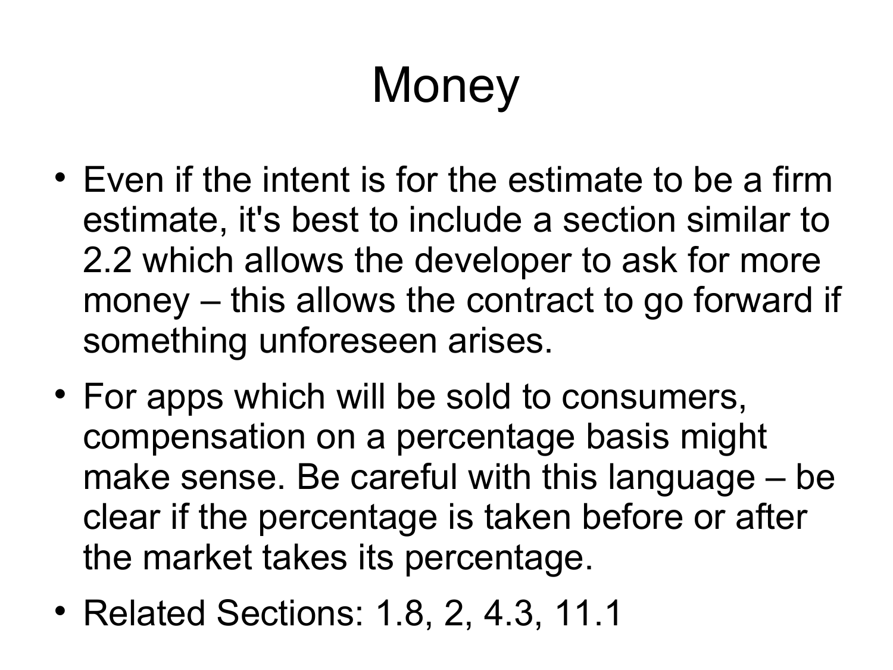# Money

- Even if the intent is for the estimate to be a firm estimate, it's best to include a section similar to 2.2 which allows the developer to ask for more money – this allows the contract to go forward if something unforeseen arises.
- For apps which will be sold to consumers, compensation on a percentage basis might make sense. Be careful with this language – be clear if the percentage is taken before or after the market takes its percentage.
- Related Sections: 1.8, 2, 4.3, 11.1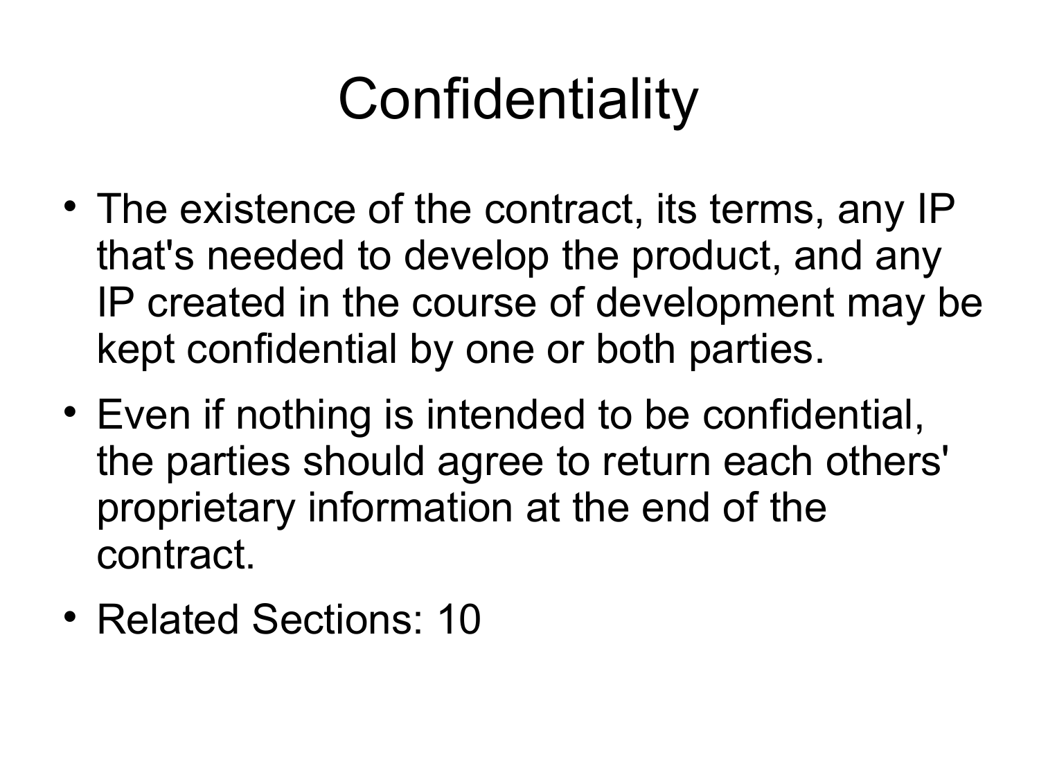# Confidentiality

- The existence of the contract, its terms, any IP that's needed to develop the product, and any IP created in the course of development may be kept confidential by one or both parties.
- Even if nothing is intended to be confidential, the parties should agree to return each others' proprietary information at the end of the contract.
- Related Sections: 10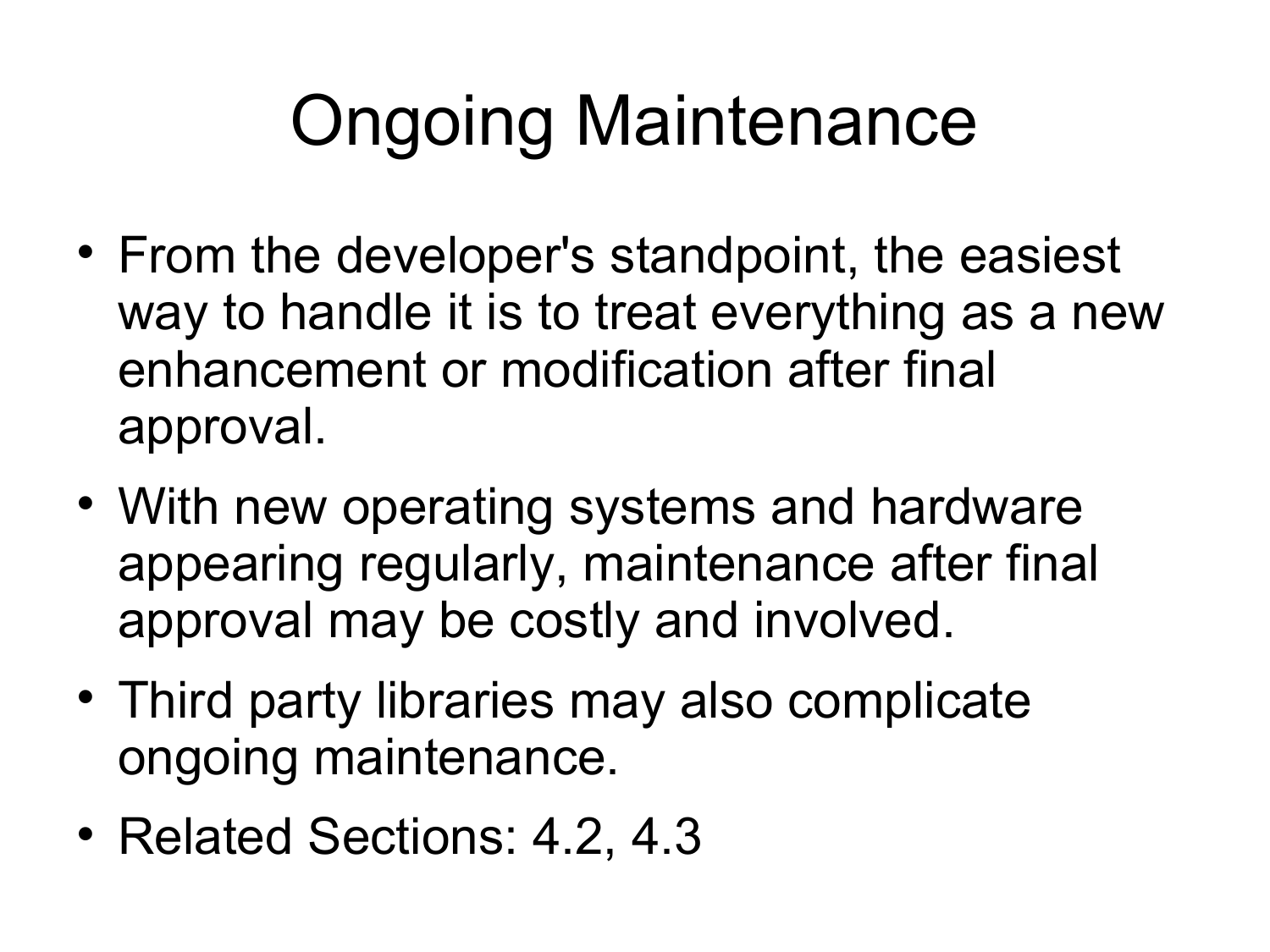# Ongoing Maintenance

- From the developer's standpoint, the easiest way to handle it is to treat everything as a new enhancement or modification after final approval.
- With new operating systems and hardware appearing regularly, maintenance after final approval may be costly and involved.
- Third party libraries may also complicate ongoing maintenance.
- Related Sections: 4.2, 4.3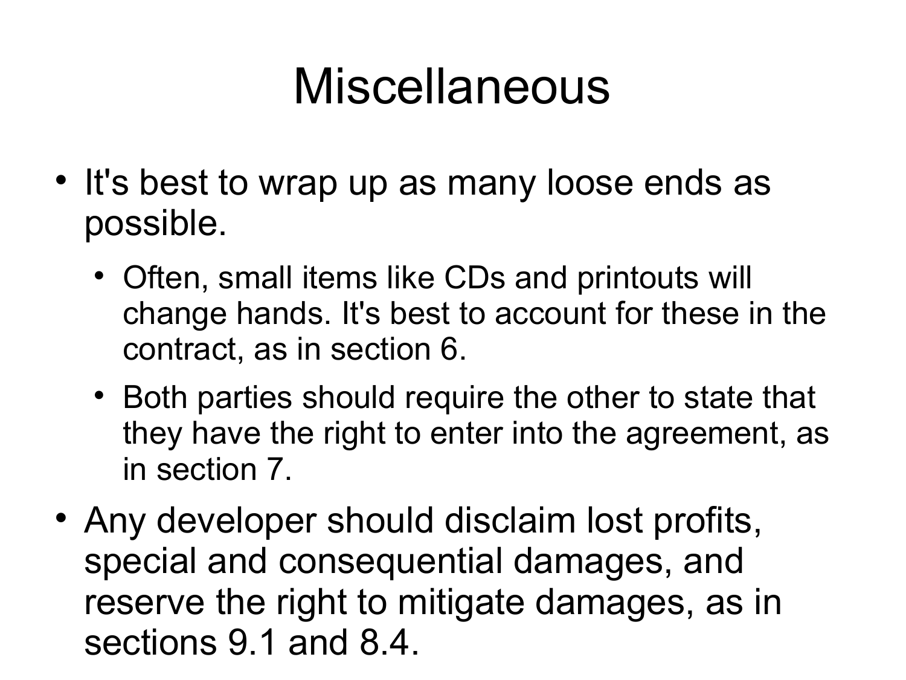# Miscellaneous

- It's best to wrap up as many loose ends as possible.
  - Often, small items like CDs and printouts will change hands. It's best to account for these in the contract, as in section 6.
  - Both parties should require the other to state that they have the right to enter into the agreement, as in section 7.
- Any developer should disclaim lost profits, special and consequential damages, and reserve the right to mitigate damages, as in sections 9.1 and 8.4.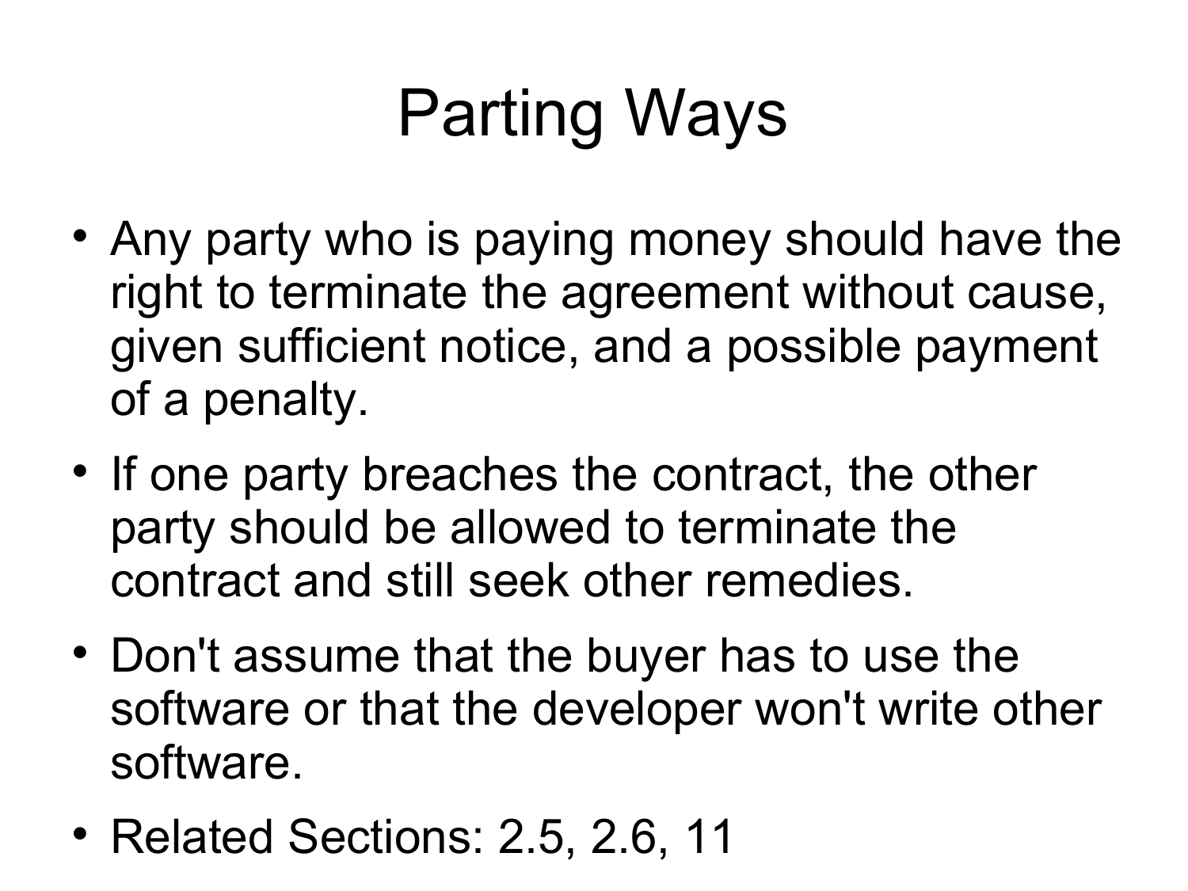# Parting Ways

- Any party who is paying money should have the right to terminate the agreement without cause, given sufficient notice, and a possible payment of a penalty.
- If one party breaches the contract, the other party should be allowed to terminate the contract and still seek other remedies.
- Don't assume that the buyer has to use the software or that the developer won't write other software.
- Related Sections: 2.5, 2.6, 11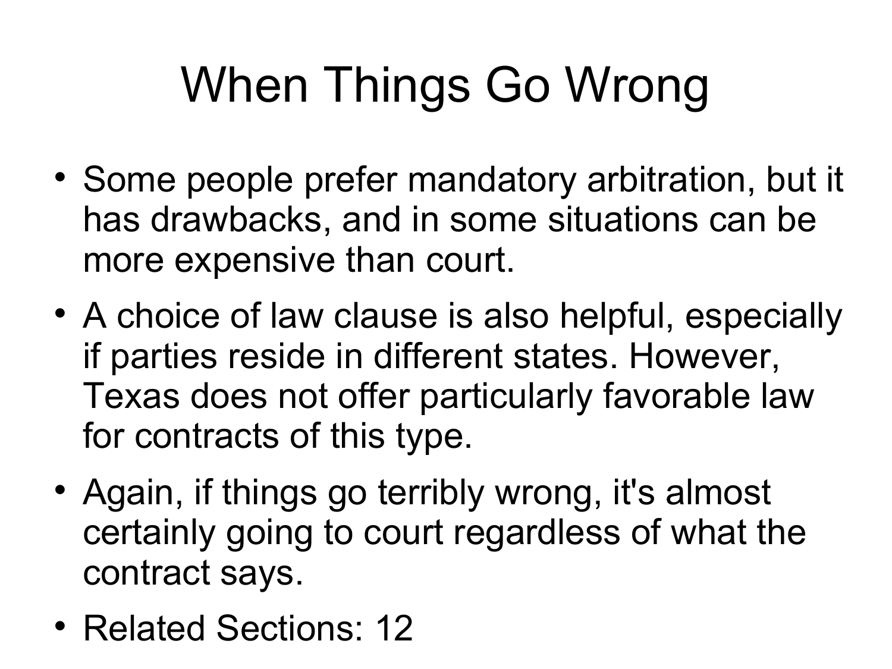# When Things Go Wrong

- Some people prefer mandatory arbitration, but it has drawbacks, and in some situations can be more expensive than court.
- A choice of law clause is also helpful, especially if parties reside in different states. However, Texas does not offer particularly favorable law for contracts of this type.
- Again, if things go terribly wrong, it's almost certainly going to court regardless of what the contract says.
- Related Sections: 12